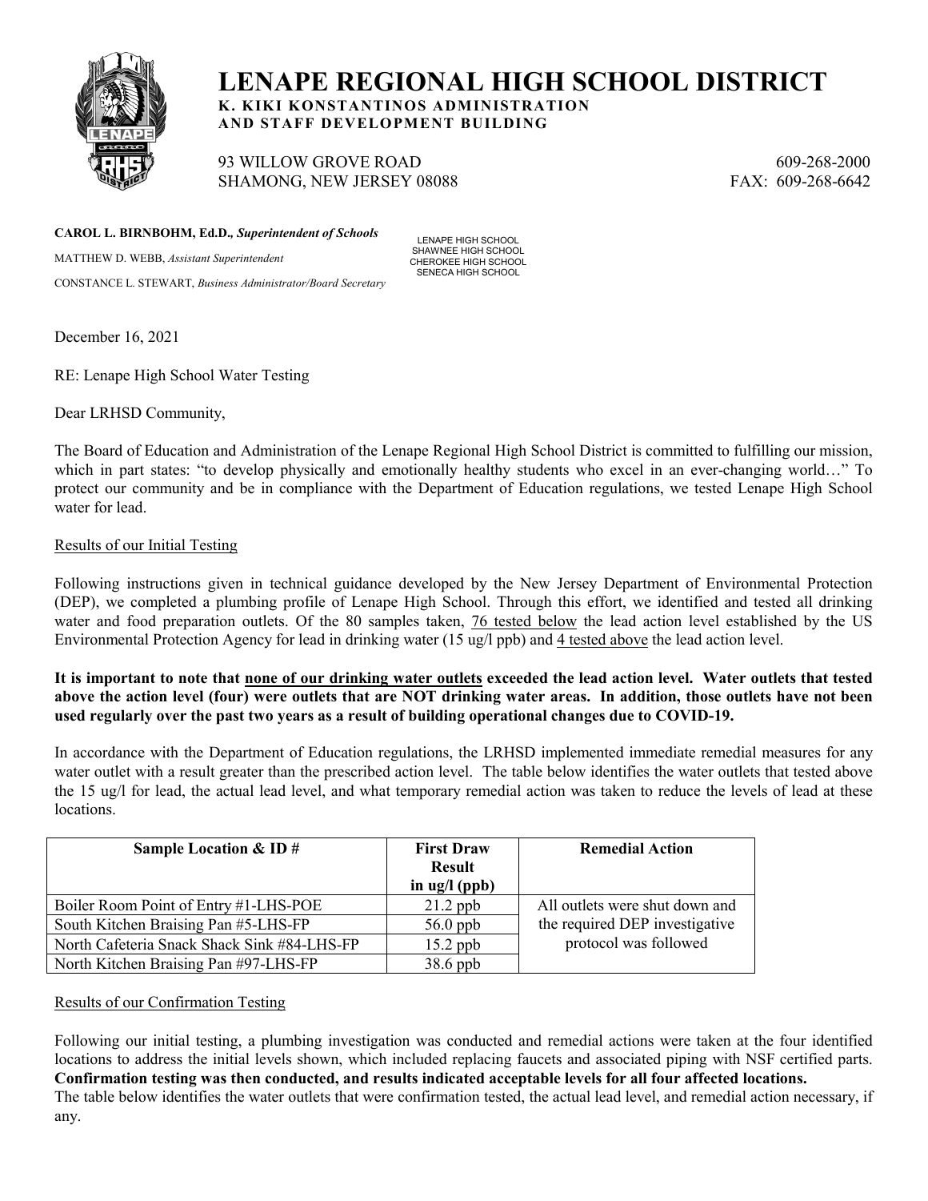# LENAPE REGIONAL HIGH SCHOOL DISTRICT

**K. KIKI KONSTANTINOS ADMINISTRATION AND STAFF DEVELOPMENT BUILDING**

93 WILLOW GROVE ROAD
SHAMONG, NEW JERSEY 08088

609-268-2000
FAX: 609-268-6642

**CAROL L. BIRNBOHM, Ed.D.,** *Superintendent of Schools*

MATTHEW D. WEBB, *Assistant Superintendent*

CONSTANCE L. STEWART, *Business Administrator/Board Secretary*

LENAPE HIGH SCHOOL
SHAWNEE HIGH SCHOOL
CHEROKEE HIGH SCHOOL
SENECA HIGH SCHOOL

December 16, 2021

RE: Lenape High School Water Testing

Dear LRHSD Community,

The Board of Education and Administration of the Lenape Regional High School District is committed to fulfilling our mission, which in part states: "to develop physically and emotionally healthy students who excel in an ever-changing world…" To protect our community and be in compliance with the Department of Education regulations, we tested Lenape High School water for lead.

Results of our Initial Testing

Following instructions given in technical guidance developed by the New Jersey Department of Environmental Protection (DEP), we completed a plumbing profile of Lenape High School. Through this effort, we identified and tested all drinking water and food preparation outlets. Of the 80 samples taken, 76 tested below the lead action level established by the US Environmental Protection Agency for lead in drinking water (15 ug/l ppb) and 4 tested above the lead action level.

**It is important to note that none of our drinking water outlets exceeded the lead action level. Water outlets that tested above the action level (four) were outlets that are NOT drinking water areas. In addition, those outlets have not been used regularly over the past two years as a result of building operational changes due to COVID-19.**

In accordance with the Department of Education regulations, the LRHSD implemented immediate remedial measures for any water outlet with a result greater than the prescribed action level. The table below identifies the water outlets that tested above the 15 ug/l for lead, the actual lead level, and what temporary remedial action was taken to reduce the levels of lead at these locations.

| Sample Location & ID # | First Draw Result in ug/l (ppb) | Remedial Action |
|---|---|---|
| Boiler Room Point of Entry #1-LHS-POE | 21.2 ppb | All outlets were shut down and the required DEP investigative protocol was followed |
| South Kitchen Braising Pan #5-LHS-FP | 56.0 ppb | |
| North Cafeteria Snack Shack Sink #84-LHS-FP | 15.2 ppb | |
| North Kitchen Braising Pan #97-LHS-FP | 38.6 ppb | |

Results of our Confirmation Testing

Following our initial testing, a plumbing investigation was conducted and remedial actions were taken at the four identified locations to address the initial levels shown, which included replacing faucets and associated piping with NSF certified parts. **Confirmation testing was then conducted, and results indicated acceptable levels for all four affected locations.**

The table below identifies the water outlets that were confirmation tested, the actual lead level, and remedial action necessary, if any.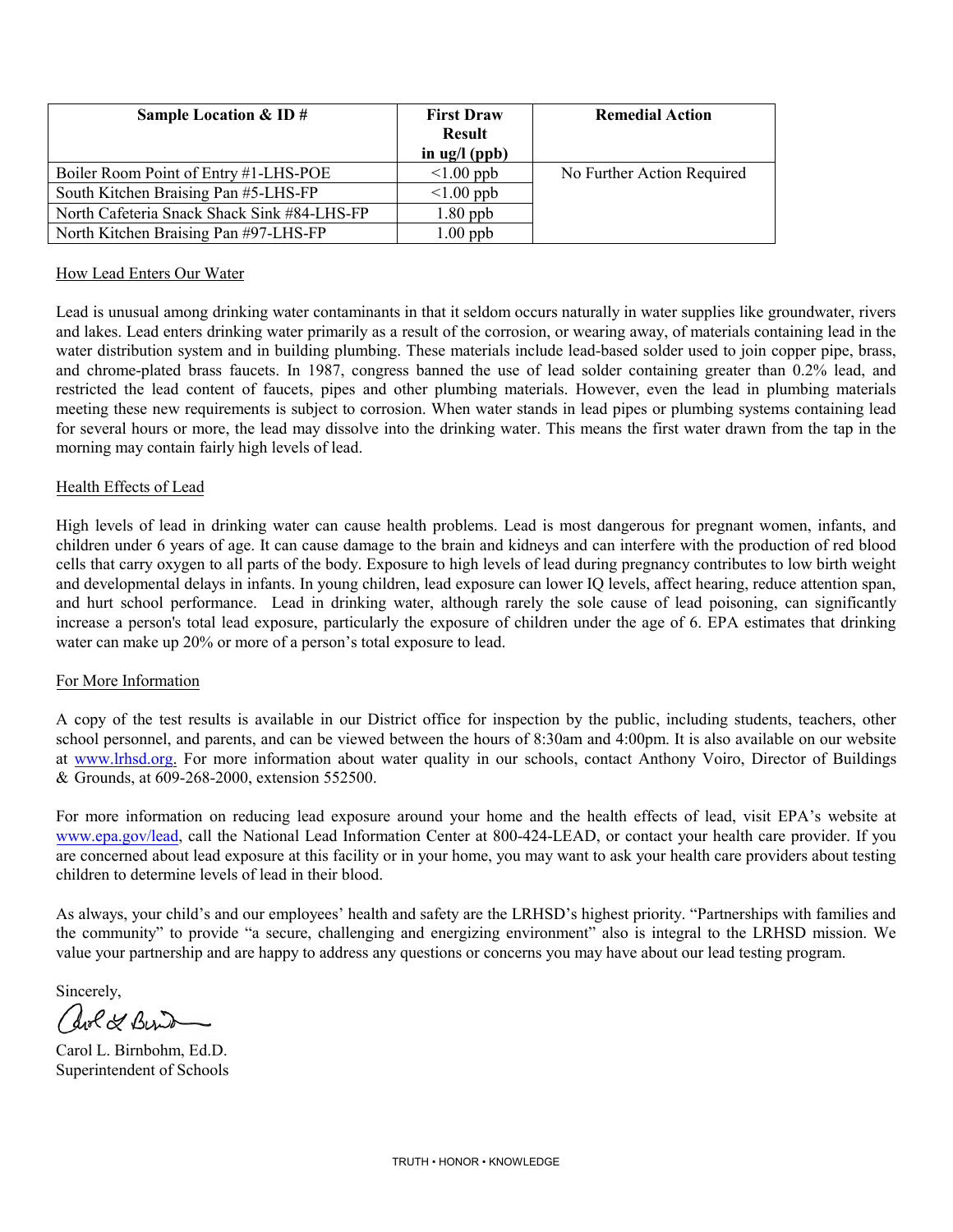| Sample Location & ID # | First Draw Result in ug/l (ppb) | Remedial Action |
|---|---|---|
| Boiler Room Point of Entry #1-LHS-POE | <1.00 ppb | No Further Action Required |
| South Kitchen Braising Pan #5-LHS-FP | <1.00 ppb | |
| North Cafeteria Snack Shack Sink #84-LHS-FP | 1.80 ppb | |
| North Kitchen Braising Pan #97-LHS-FP | 1.00 ppb | |

How Lead Enters Our Water

Lead is unusual among drinking water contaminants in that it seldom occurs naturally in water supplies like groundwater, rivers and lakes. Lead enters drinking water primarily as a result of the corrosion, or wearing away, of materials containing lead in the water distribution system and in building plumbing. These materials include lead-based solder used to join copper pipe, brass, and chrome-plated brass faucets. In 1987, congress banned the use of lead solder containing greater than 0.2% lead, and restricted the lead content of faucets, pipes and other plumbing materials. However, even the lead in plumbing materials meeting these new requirements is subject to corrosion. When water stands in lead pipes or plumbing systems containing lead for several hours or more, the lead may dissolve into the drinking water. This means the first water drawn from the tap in the morning may contain fairly high levels of lead.

Health Effects of Lead

High levels of lead in drinking water can cause health problems. Lead is most dangerous for pregnant women, infants, and children under 6 years of age. It can cause damage to the brain and kidneys and can interfere with the production of red blood cells that carry oxygen to all parts of the body. Exposure to high levels of lead during pregnancy contributes to low birth weight and developmental delays in infants. In young children, lead exposure can lower IQ levels, affect hearing, reduce attention span, and hurt school performance. Lead in drinking water, although rarely the sole cause of lead poisoning, can significantly increase a person's total lead exposure, particularly the exposure of children under the age of 6. EPA estimates that drinking water can make up 20% or more of a person's total exposure to lead.

For More Information

A copy of the test results is available in our District office for inspection by the public, including students, teachers, other school personnel, and parents, and can be viewed between the hours of 8:30am and 4:00pm. It is also available on our website at www.lrhsd.org. For more information about water quality in our schools, contact Anthony Voiro, Director of Buildings & Grounds, at 609-268-2000, extension 552500.

For more information on reducing lead exposure around your home and the health effects of lead, visit EPA's website at www.epa.gov/lead, call the National Lead Information Center at 800-424-LEAD, or contact your health care provider. If you are concerned about lead exposure at this facility or in your home, you may want to ask your health care providers about testing children to determine levels of lead in their blood.

As always, your child's and our employees' health and safety are the LRHSD's highest priority. "Partnerships with families and the community" to provide "a secure, challenging and energizing environment" also is integral to the LRHSD mission. We value your partnership and are happy to address any questions or concerns you may have about our lead testing program.

Sincerely,

Carol L. Birnbohm, Ed.D.
Superintendent of Schools

TRUTH • HONOR • KNOWLEDGE